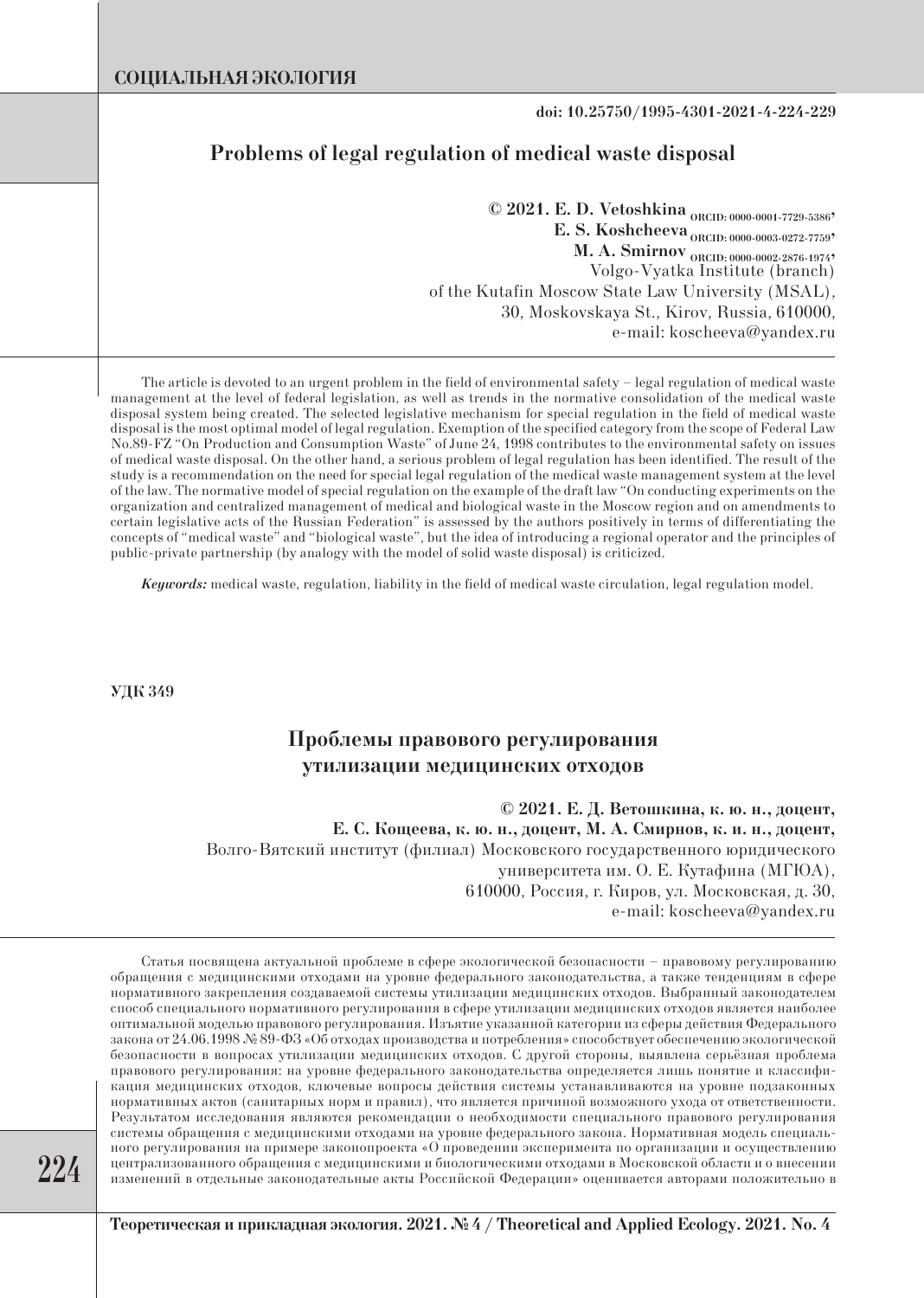doi: 10.25750/1995-4301-2021-4-224-229

# Problems of legal regulation of medical waste disposal

© 2021. E. D. Vetoshkina ORCID: 0000-0001-7729-5386,
E. S. Koshcheeva ORCID: 0000-0003-0272-7759,
M. A. Smirnov ORCID: 0000-0002-2876-1974,
Volgo-Vyatka Institute (branch)
of the Kutafin Moscow State Law University (MSAL),
30, Moskovskaya St., Kirov, Russia, 610000,
e-mail: koscheeva@yandex.ru

The article is devoted to an urgent problem in the field of environmental safety – legal regulation of medical waste management at the level of federal legislation, as well as trends in the normative consolidation of the medical waste disposal system being created. The selected legislative mechanism for special regulation in the field of medical waste disposal is the most optimal model of legal regulation. Exemption of the specified category from the scope of Federal Law No.89-FZ "On Production and Consumption Waste" of June 24, 1998 contributes to the environmental safety on issues of medical waste disposal. On the other hand, a serious problem of legal regulation has been identified. The result of the study is a recommendation on the need for special legal regulation of the medical waste management system at the level of the law. The normative model of special regulation on the example of the draft law "On conducting experiments on the organization and centralized management of medical and biological waste in the Moscow region and on amendments to certain legislative acts of the Russian Federation" is assessed by the authors positively in terms of differentiating the concepts of "medical waste" and "biological waste", but the idea of introducing a regional operator and the principles of public-private partnership (by analogy with the model of solid waste disposal) is criticized.

***Keywords:*** medical waste, regulation, liability in the field of medical waste circulation, legal regulation model.

**УДК 349**

# Проблемы правового регулирования утилизации медицинских отходов

© 2021. Е. Д. Ветошкина, к. ю. н., доцент,
Е. С. Кощеева, к. ю. н., доцент, М. А. Смирнов, к. и. н., доцент,
Волго-Вятский институт (филиал) Московского государственного юридического
университета им. О. Е. Кутафина (МГЮА),
610000, Россия, г. Киров, ул. Московская, д. 30,
e-mail: koscheeva@yandex.ru

Статья посвящена актуальной проблеме в сфере экологической безопасности – правовому регулированию обращения с медицинскими отходами на уровне федерального законодательства, а также тенденциям в сфере нормативного закрепления создаваемой системы утилизации медицинских отходов. Выбранный законодателем способ специального нормативного регулирования в сфере утилизации медицинских отходов является наиболее оптимальной моделью правового регулирования. Изъятие указанной категории из сферы действия Федерального закона от 24.06.1998 № 89-ФЗ «Об отходах производства и потребления» способствует обеспечению экологической безопасности в вопросах утилизации медицинских отходов. С другой стороны, выявлена серьёзная проблема правового регулирования: на уровне федерального законодательства определяется лишь понятие и классификация медицинских отходов, ключевые вопросы действия системы устанавливаются на уровне подзаконных нормативных актов (санитарных норм и правил), что является причиной возможного ухода от ответственности. Результатом исследования являются рекомендации о необходимости специального правового регулирования системы обращения с медицинскими отходами на уровне федерального закона. Нормативная модель специального регулирования на примере законопроекта «О проведении эксперимента по организации и осуществлению централизованного обращения с медицинскими и биологическими отходами в Московской области и о внесении изменений в отдельные законодательные акты Российской Федерации» оценивается авторами положительно в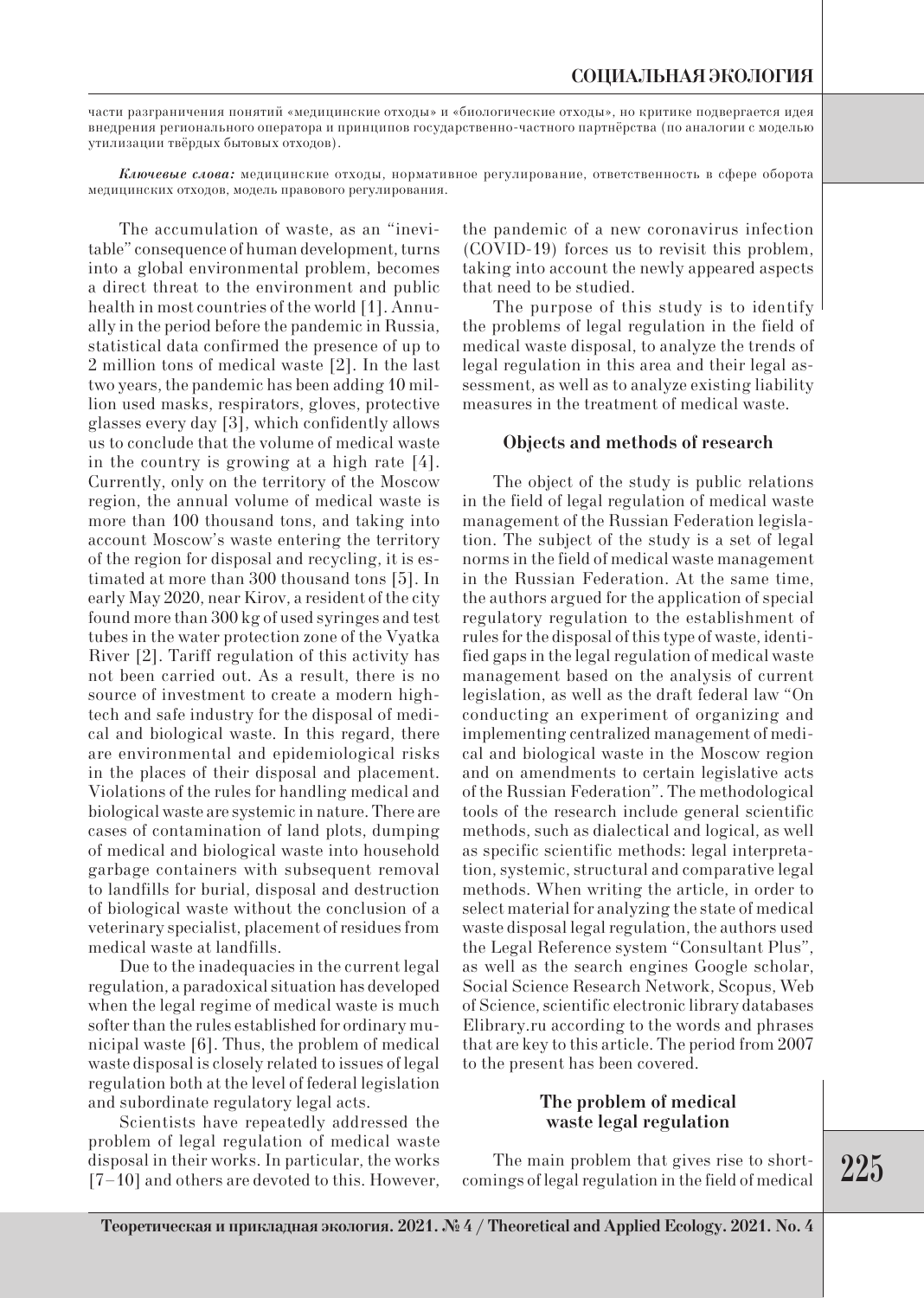части разграничения понятий «медицинские отходы» и «биологические отходы», но критике подвергается идея внедрения регионального оператора и принципов государственно-частного партнёрства (по аналогии с моделью утилизации твёрдых бытовых отходов).

***Ключевые слова:*** медицинские отходы, нормативное регулирование, ответственность в сфере оборота медицинских отходов, модель правового регулирования.

The accumulation of waste, as an "inevitable" consequence of human development, turns into a global environmental problem, becomes a direct threat to the environment and public health in most countries of the world [1]. Annually in the period before the pandemic in Russia, statistical data confirmed the presence of up to 2 million tons of medical waste [2]. In the last two years, the pandemic has been adding 10 million used masks, respirators, gloves, protective glasses every day [3], which confidently allows us to conclude that the volume of medical waste in the country is growing at a high rate [4]. Currently, only on the territory of the Moscow region, the annual volume of medical waste is more than 100 thousand tons, and taking into account Moscow's waste entering the territory of the region for disposal and recycling, it is estimated at more than 300 thousand tons [5]. In early May 2020, near Kirov, a resident of the city found more than 300 kg of used syringes and test tubes in the water protection zone of the Vyatka River [2]. Tariff regulation of this activity has not been carried out. As a result, there is no source of investment to create a modern high-tech and safe industry for the disposal of medical and biological waste. In this regard, there are environmental and epidemiological risks in the places of their disposal and placement. Violations of the rules for handling medical and biological waste are systemic in nature. There are cases of contamination of land plots, dumping of medical and biological waste into household garbage containers with subsequent removal to landfills for burial, disposal and destruction of biological waste without the conclusion of a veterinary specialist, placement of residues from medical waste at landfills.

Due to the inadequacies in the current legal regulation, a paradoxical situation has developed when the legal regime of medical waste is much softer than the rules established for ordinary municipal waste [6]. Thus, the problem of medical waste disposal is closely related to issues of legal regulation both at the level of federal legislation and subordinate regulatory legal acts.

Scientists have repeatedly addressed the problem of legal regulation of medical waste disposal in their works. In particular, the works [7–10] and others are devoted to this. However, the pandemic of a new coronavirus infection (COVID-19) forces us to revisit this problem, taking into account the newly appeared aspects that need to be studied.

The purpose of this study is to identify the problems of legal regulation in the field of medical waste disposal, to analyze the trends of legal regulation in this area and their legal assessment, as well as to analyze existing liability measures in the treatment of medical waste.

## Objects and methods of research

The object of the study is public relations in the field of legal regulation of medical waste management of the Russian Federation legislation. The subject of the study is a set of legal norms in the field of medical waste management in the Russian Federation. At the same time, the authors argued for the application of special regulatory regulation to the establishment of rules for the disposal of this type of waste, identified gaps in the legal regulation of medical waste management based on the analysis of current legislation, as well as the draft federal law "On conducting an experiment of organizing and implementing centralized management of medical and biological waste in the Moscow region and on amendments to certain legislative acts of the Russian Federation". The methodological tools of the research include general scientific methods, such as dialectical and logical, as well as specific scientific methods: legal interpretation, systemic, structural and comparative legal methods. When writing the article, in order to select material for analyzing the state of medical waste disposal legal regulation, the authors used the Legal Reference system "Consultant Plus", as well as the search engines Google scholar, Social Science Research Network, Scopus, Web of Science, scientific electronic library databases Elibrary.ru according to the words and phrases that are key to this article. The period from 2007 to the present has been covered.

## The problem of medical waste legal regulation

The main problem that gives rise to shortcomings of legal regulation in the field of medical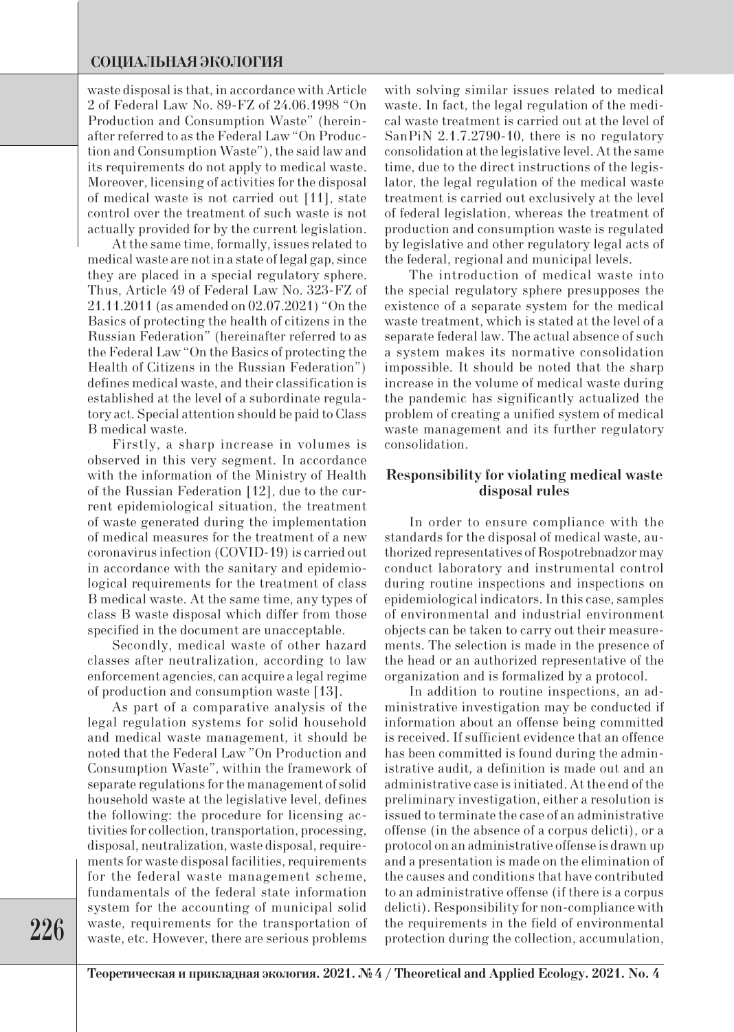waste disposal is that, in accordance with Article 2 of Federal Law No. 89-FZ of 24.06.1998 "On Production and Consumption Waste" (hereinafter referred to as the Federal Law "On Production and Consumption Waste"), the said law and its requirements do not apply to medical waste. Moreover, licensing of activities for the disposal of medical waste is not carried out [11], state control over the treatment of such waste is not actually provided for by the current legislation.

At the same time, formally, issues related to medical waste are not in a state of legal gap, since they are placed in a special regulatory sphere. Thus, Article 49 of Federal Law No. 323-FZ of 21.11.2011 (as amended on 02.07.2021) "On the Basics of protecting the health of citizens in the Russian Federation" (hereinafter referred to as the Federal Law "On the Basics of protecting the Health of Citizens in the Russian Federation") defines medical waste, and their classification is established at the level of a subordinate regulatory act. Special attention should be paid to Class B medical waste.

Firstly, a sharp increase in volumes is observed in this very segment. In accordance with the information of the Ministry of Health of the Russian Federation [12], due to the current epidemiological situation, the treatment of waste generated during the implementation of medical measures for the treatment of a new coronavirus infection (COVID-19) is carried out in accordance with the sanitary and epidemiological requirements for the treatment of class B medical waste. At the same time, any types of class B waste disposal which differ from those specified in the document are unacceptable.

Secondly, medical waste of other hazard classes after neutralization, according to law enforcement agencies, can acquire a legal regime of production and consumption waste [13].

As part of a comparative analysis of the legal regulation systems for solid household and medical waste management, it should be noted that the Federal Law "On Production and Consumption Waste", within the framework of separate regulations for the management of solid household waste at the legislative level, defines the following: the procedure for licensing activities for collection, transportation, processing, disposal, neutralization, waste disposal, requirements for waste disposal facilities, requirements for the federal waste management scheme, fundamentals of the federal state information system for the accounting of municipal solid waste, requirements for the transportation of waste, etc. However, there are serious problems with solving similar issues related to medical waste. In fact, the legal regulation of the medical waste treatment is carried out at the level of SanPiN 2.1.7.2790-10, there is no regulatory consolidation at the legislative level. At the same time, due to the direct instructions of the legislator, the legal regulation of the medical waste treatment is carried out exclusively at the level of federal legislation, whereas the treatment of production and consumption waste is regulated by legislative and other regulatory legal acts of the federal, regional and municipal levels.

The introduction of medical waste into the special regulatory sphere presupposes the existence of a separate system for the medical waste treatment, which is stated at the level of a separate federal law. The actual absence of such a system makes its normative consolidation impossible. It should be noted that the sharp increase in the volume of medical waste during the pandemic has significantly actualized the problem of creating a unified system of medical waste management and its further regulatory consolidation.

## Responsibility for violating medical waste disposal rules

In order to ensure compliance with the standards for the disposal of medical waste, authorized representatives of Rospotrebnadzor may conduct laboratory and instrumental control during routine inspections and inspections on epidemiological indicators. In this case, samples of environmental and industrial environment objects can be taken to carry out their measurements. The selection is made in the presence of the head or an authorized representative of the organization and is formalized by a protocol.

In addition to routine inspections, an administrative investigation may be conducted if information about an offense being committed is received. If sufficient evidence that an offence has been committed is found during the administrative audit, a definition is made out and an administrative case is initiated. At the end of the preliminary investigation, either a resolution is issued to terminate the case of an administrative offense (in the absence of a corpus delicti), or a protocol on an administrative offense is drawn up and a presentation is made on the elimination of the causes and conditions that have contributed to an administrative offense (if there is a corpus delicti). Responsibility for non-compliance with the requirements in the field of environmental protection during the collection, accumulation,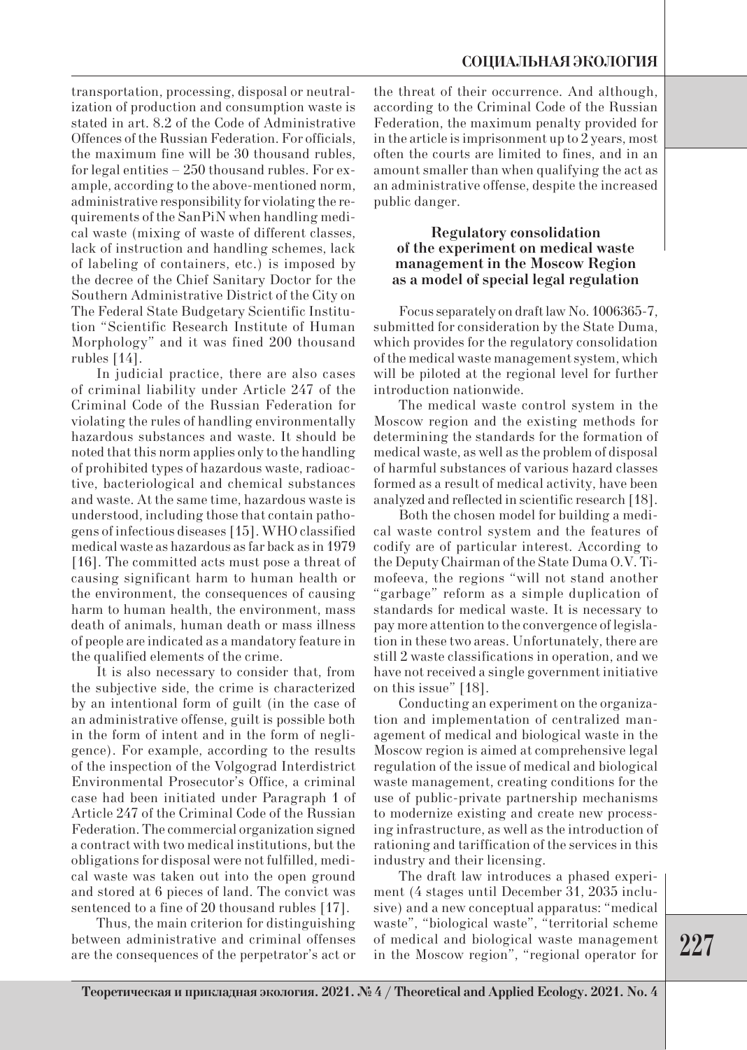transportation, processing, disposal or neutralization of production and consumption waste is stated in art. 8.2 of the Code of Administrative Offences of the Russian Federation. For officials, the maximum fine will be 30 thousand rubles, for legal entities – 250 thousand rubles. For example, according to the above-mentioned norm, administrative responsibility for violating the requirements of the SanPiN when handling medical waste (mixing of waste of different classes, lack of instruction and handling schemes, lack of labeling of containers, etc.) is imposed by the decree of the Chief Sanitary Doctor for the Southern Administrative District of the City on The Federal State Budgetary Scientific Institution "Scientific Research Institute of Human Morphology" and it was fined 200 thousand rubles [14].

In judicial practice, there are also cases of criminal liability under Article 247 of the Criminal Code of the Russian Federation for violating the rules of handling environmentally hazardous substances and waste. It should be noted that this norm applies only to the handling of prohibited types of hazardous waste, radioactive, bacteriological and chemical substances and waste. At the same time, hazardous waste is understood, including those that contain pathogens of infectious diseases [15]. WHO classified medical waste as hazardous as far back as in 1979 [16]. The committed acts must pose a threat of causing significant harm to human health or the environment, the consequences of causing harm to human health, the environment, mass death of animals, human death or mass illness of people are indicated as a mandatory feature in the qualified elements of the crime.

It is also necessary to consider that, from the subjective side, the crime is characterized by an intentional form of guilt (in the case of an administrative offense, guilt is possible both in the form of intent and in the form of negligence). For example, according to the results of the inspection of the Volgograd Interdistrict Environmental Prosecutor's Office, a criminal case had been initiated under Paragraph 1 of Article 247 of the Criminal Code of the Russian Federation. The commercial organization signed a contract with two medical institutions, but the obligations for disposal were not fulfilled, medical waste was taken out into the open ground and stored at 6 pieces of land. The convict was sentenced to a fine of 20 thousand rubles [17].

Thus, the main criterion for distinguishing between administrative and criminal offenses are the consequences of the perpetrator's act or the threat of their occurrence. And although, according to the Criminal Code of the Russian Federation, the maximum penalty provided for in the article is imprisonment up to 2 years, most often the courts are limited to fines, and in an amount smaller than when qualifying the act as an administrative offense, despite the increased public danger.

### Regulatory consolidation of the experiment on medical waste management in the Moscow Region as a model of special legal regulation

Focus separately on draft law No. 1006365-7, submitted for consideration by the State Duma, which provides for the regulatory consolidation of the medical waste management system, which will be piloted at the regional level for further introduction nationwide.

The medical waste control system in the Moscow region and the existing methods for determining the standards for the formation of medical waste, as well as the problem of disposal of harmful substances of various hazard classes formed as a result of medical activity, have been analyzed and reflected in scientific research [18].

Both the chosen model for building a medical waste control system and the features of codify are of particular interest. According to the Deputy Chairman of the State Duma O.V. Timofeeva, the regions "will not stand another "garbage" reform as a simple duplication of standards for medical waste. It is necessary to pay more attention to the convergence of legislation in these two areas. Unfortunately, there are still 2 waste classifications in operation, and we have not received a single government initiative on this issue" [18].

Conducting an experiment on the organization and implementation of centralized management of medical and biological waste in the Moscow region is aimed at comprehensive legal regulation of the issue of medical and biological waste management, creating conditions for the use of public-private partnership mechanisms to modernize existing and create new processing infrastructure, as well as the introduction of rationing and tariffication of the services in this industry and their licensing.

The draft law introduces a phased experiment (4 stages until December 31, 2035 inclusive) and a new conceptual apparatus: "medical waste", "biological waste", "territorial scheme of medical and biological waste management in the Moscow region", "regional operator for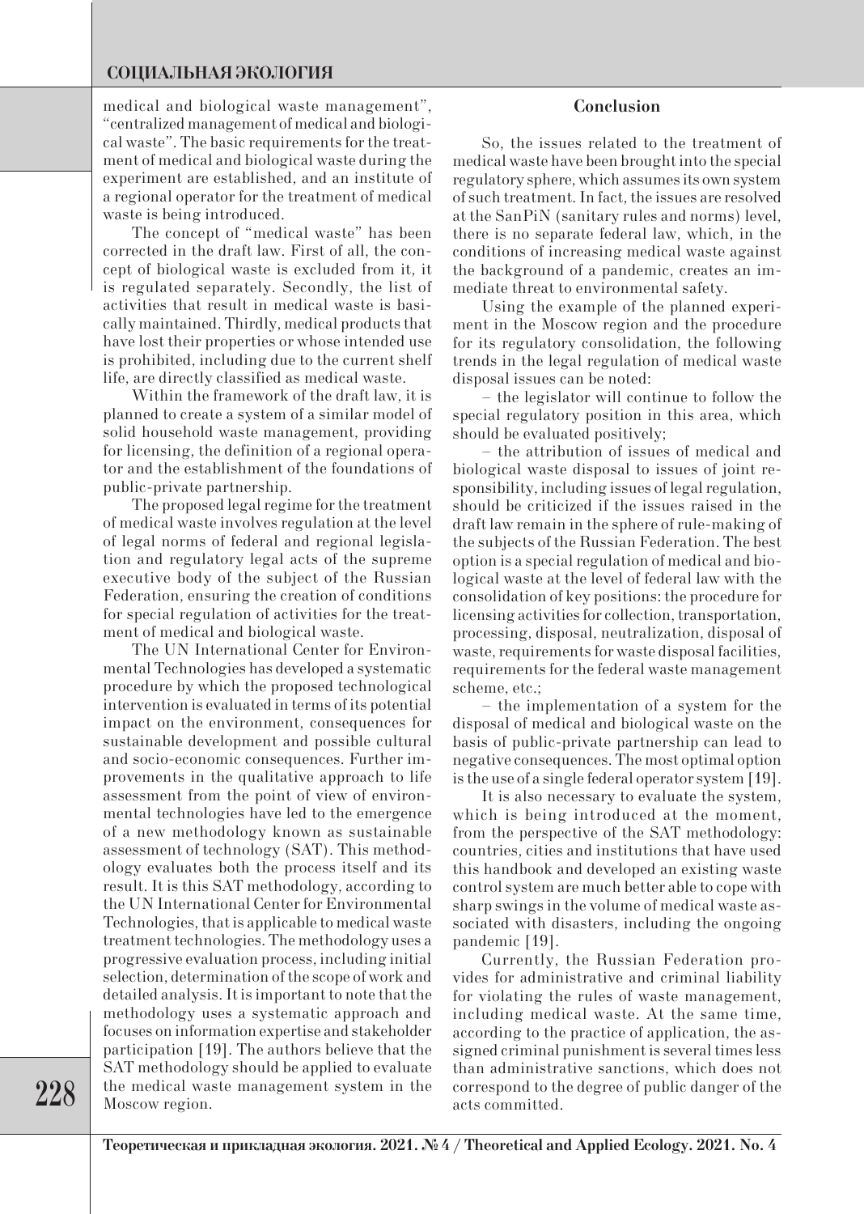medical and biological waste management", "centralized management of medical and biological waste". The basic requirements for the treatment of medical and biological waste during the experiment are established, and an institute of a regional operator for the treatment of medical waste is being introduced.

The concept of "medical waste" has been corrected in the draft law. First of all, the concept of biological waste is excluded from it, it is regulated separately. Secondly, the list of activities that result in medical waste is basically maintained. Thirdly, medical products that have lost their properties or whose intended use is prohibited, including due to the current shelf life, are directly classified as medical waste.

Within the framework of the draft law, it is planned to create a system of a similar model of solid household waste management, providing for licensing, the definition of a regional operator and the establishment of the foundations of public-private partnership.

The proposed legal regime for the treatment of medical waste involves regulation at the level of legal norms of federal and regional legislation and regulatory legal acts of the supreme executive body of the subject of the Russian Federation, ensuring the creation of conditions for special regulation of activities for the treatment of medical and biological waste.

The UN International Center for Environmental Technologies has developed a systematic procedure by which the proposed technological intervention is evaluated in terms of its potential impact on the environment, consequences for sustainable development and possible cultural and socio-economic consequences. Further improvements in the qualitative approach to life assessment from the point of view of environmental technologies have led to the emergence of a new methodology known as sustainable assessment of technology (SAT). This methodology evaluates both the process itself and its result. It is this SAT methodology, according to the UN International Center for Environmental Technologies, that is applicable to medical waste treatment technologies. The methodology uses a progressive evaluation process, including initial selection, determination of the scope of work and detailed analysis. It is important to note that the methodology uses a systematic approach and focuses on information expertise and stakeholder participation [19]. The authors believe that the SAT methodology should be applied to evaluate the medical waste management system in the Moscow region.

## Conclusion

So, the issues related to the treatment of medical waste have been brought into the special regulatory sphere, which assumes its own system of such treatment. In fact, the issues are resolved at the SanPiN (sanitary rules and norms) level, there is no separate federal law, which, in the conditions of increasing medical waste against the background of a pandemic, creates an immediate threat to environmental safety.

Using the example of the planned experiment in the Moscow region and the procedure for its regulatory consolidation, the following trends in the legal regulation of medical waste disposal issues can be noted:

– the legislator will continue to follow the special regulatory position in this area, which should be evaluated positively;

– the attribution of issues of medical and biological waste disposal to issues of joint responsibility, including issues of legal regulation, should be criticized if the issues raised in the draft law remain in the sphere of rule-making of the subjects of the Russian Federation. The best option is a special regulation of medical and biological waste at the level of federal law with the consolidation of key positions: the procedure for licensing activities for collection, transportation, processing, disposal, neutralization, disposal of waste, requirements for waste disposal facilities, requirements for the federal waste management scheme, etc.;

– the implementation of a system for the disposal of medical and biological waste on the basis of public-private partnership can lead to negative consequences. The most optimal option is the use of a single federal operator system [19].

It is also necessary to evaluate the system, which is being introduced at the moment, from the perspective of the SAT methodology: countries, cities and institutions that have used this handbook and developed an existing waste control system are much better able to cope with sharp swings in the volume of medical waste associated with disasters, including the ongoing pandemic [19].

Currently, the Russian Federation provides for administrative and criminal liability for violating the rules of waste management, including medical waste. At the same time, according to the practice of application, the assigned criminal punishment is several times less than administrative sanctions, which does not correspond to the degree of public danger of the acts committed.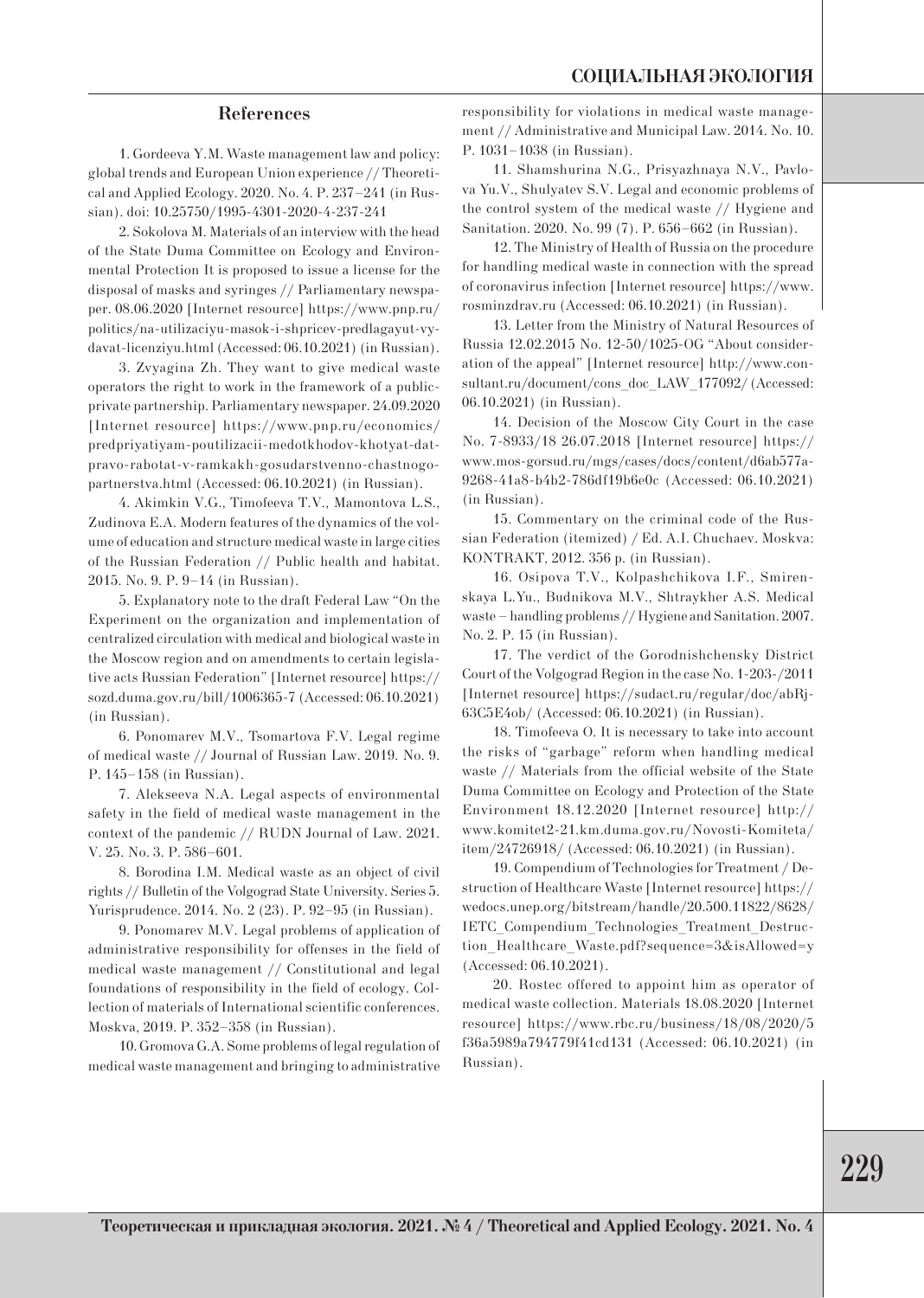## References

1. Gordeeva Y.M. Waste management law and policy: global trends and European Union experience // Theoretical and Applied Ecology. 2020. No. 4. P. 237–241 (in Russian). doi: 10.25750/1995-4301-2020-4-237-241

2. Sokolova M. Materials of an interview with the head of the State Duma Committee on Ecology and Environmental Protection It is proposed to issue a license for the disposal of masks and syringes // Parliamentary newspaper. 08.06.2020 [Internet resource] https://www.pnp.ru/politics/na-utilizaciyu-masok-i-shpricev-predlagayut-vydavat-licenziyu.html (Accessed: 06.10.2021) (in Russian).

3. Zvyagina Zh. They want to give medical waste operators the right to work in the framework of a public-private partnership. Parliamentary newspaper. 24.09.2020 [Internet resource] https://www.pnp.ru/economics/predpriyatiyam-poutilizacii-medotkhodov-khotyat-dat-pravo-rabotat-v-ramkakh-gosudarstvenno-chastnogo-partnerstva.html (Accessed: 06.10.2021) (in Russian).

4. Akimkin V.G., Timofeeva T.V., Mamontova L.S., Zudinova E.A. Modern features of the dynamics of the volume of education and structure medical waste in large cities of the Russian Federation // Public health and habitat. 2015. No. 9. P. 9–14 (in Russian).

5. Explanatory note to the draft Federal Law "On the Experiment on the organization and implementation of centralized circulation with medical and biological waste in the Moscow region and on amendments to certain legislative acts Russian Federation" [Internet resource] https://sozd.duma.gov.ru/bill/1006365-7 (Accessed: 06.10.2021) (in Russian).

6. Ponomarev M.V., Tsomartova F.V. Legal regime of medical waste // Journal of Russian Law. 2019. No. 9. P. 145–158 (in Russian).

7. Alekseeva N.A. Legal aspects of environmental safety in the field of medical waste management in the context of the pandemic // RUDN Journal of Law. 2021. V. 25. No. 3. P. 586–601.

8. Borodina I.M. Medical waste as an object of civil rights // Bulletin of the Volgograd State University. Series 5. Yurisprudence. 2014. No. 2 (23). P. 92–95 (in Russian).

9. Ponomarev M.V. Legal problems of application of administrative responsibility for offenses in the field of medical waste management // Constitutional and legal foundations of responsibility in the field of ecology. Collection of materials of International scientific conferences. Moskva, 2019. P. 352–358 (in Russian).

10. Gromova G.A. Some problems of legal regulation of medical waste management and bringing to administrative responsibility for violations in medical waste management // Administrative and Municipal Law. 2014. No. 10. P. 1031–1038 (in Russian).

11. Shamshurina N.G., Prisyazhnaya N.V., Pavlova Yu.V., Shulyatev S.V. Legal and economic problems of the control system of the medical waste // Hygiene and Sanitation. 2020. No. 99 (7). P. 656–662 (in Russian).

12. The Ministry of Health of Russia on the procedure for handling medical waste in connection with the spread of coronavirus infection [Internet resource] https://www.rosminzdrav.ru (Accessed: 06.10.2021) (in Russian).

13. Letter from the Ministry of Natural Resources of Russia 12.02.2015 No. 12-50/1025-OG "About consideration of the appeal" [Internet resource] http://www.consultant.ru/document/cons_doc_LAW_177092/ (Accessed: 06.10.2021) (in Russian).

14. Decision of the Moscow City Court in the case No. 7-8933/18 26.07.2018 [Internet resource] https://www.mos-gorsud.ru/mgs/cases/docs/content/d6ab577a-9268-41a8-b4b2-786df19b6e0c (Accessed: 06.10.2021) (in Russian).

15. Commentary on the criminal code of the Russian Federation (itemized) / Ed. A.I. Chuchaev. Moskva: KONTRAKT, 2012. 356 p. (in Russian).

16. Osipova T.V., Kolpashchikova I.F., Smirenskaya L.Yu., Budnikova M.V., Shtraykher A.S. Medical waste – handling problems // Hygiene and Sanitation. 2007. No. 2. P. 15 (in Russian).

17. The verdict of the Gorodnishchensky District Court of the Volgograd Region in the case No. 1-203-/2011 [Internet resource] https://sudact.ru/regular/doc/abRj63C5E4ob/ (Accessed: 06.10.2021) (in Russian).

18. Timofeeva O. It is necessary to take into account the risks of "garbage" reform when handling medical waste // Materials from the official website of the State Duma Committee on Ecology and Protection of the State Environment 18.12.2020 [Internet resource] http://www.komitet2-21.km.duma.gov.ru/Novosti-Komiteta/item/24726918/ (Accessed: 06.10.2021) (in Russian).

19. Compendium of Technologies for Treatment / Destruction of Healthcare Waste [Internet resource] https://wedocs.unep.org/bitstream/handle/20.500.11822/8628/IETC_Compendium_Technologies_Treatment_Destruction_Healthcare_Waste.pdf?sequence=3&isAllowed=y (Accessed: 06.10.2021).

20. Rostec offered to appoint him as operator of medical waste collection. Materials 18.08.2020 [Internet resource] https://www.rbc.ru/business/18/08/2020/5f36a5989a794779f41cd131 (Accessed: 06.10.2021) (in Russian).